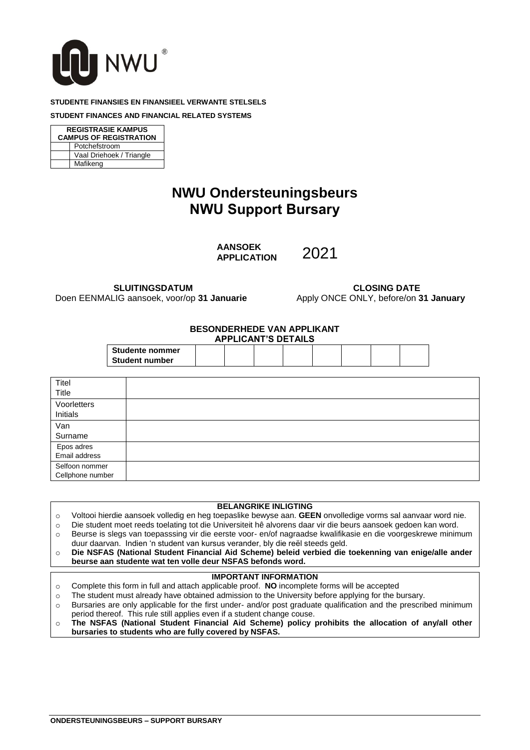NWU®

**STUDENTE FINANSIES EN FINANSIEEL VERWANTE STELSELS**

**STUDENT FINANCES AND FINANCIAL RELATED SYSTEMS**

| REGISTRASIE KAMPUS CAMPUS OF REGISTRATION | |
|---|---|
| | Potchefstroom |
| | Vaal Driehoek / Triangle |
| | Mafikeng |

# NWU Ondersteuningsbeurs
# NWU Support Bursary

**AANSOEK**
**APPLICATION** 2021

**SLUITINGSDATUM**
Doen EENMALIG aansoek, voor/op **31 Januarie**

**CLOSING DATE**
Apply ONCE ONLY, before/on **31 January**

**BESONDERHEDE VAN APPLIKANT**
**APPLICANT'S DETAILS**

| **Studente nommer** **Student number** | | | | | | | | |
|---|---|---|---|---|---|---|---|---|

| | |
|---|---|
| Titel Title | |
| Voorletters Initials | |
| Van Surname | |
| Epos adres Email address | |
| Selfoon nommer Cellphone number | |

**BELANGRIKE INLIGTING**

- Voltooi hierdie aansoek volledig en heg toepaslike bewyse aan. **GEEN** onvolledige vorms sal aanvaar word nie.
- Die student moet reeds toelating tot die Universiteit hê alvorens daar vir die beurs aansoek gedoen kan word.
- Beurse is slegs van toepasssing vir die eerste voor- en/of nagraadse kwalifikasie en die voorgeskrewe minimum duur daarvan. Indien 'n student van kursus verander, bly die reël steeds geld.
- **Die NSFAS (National Student Financial Aid Scheme) beleid verbied die toekenning van enige/alle ander beurse aan studente wat ten volle deur NSFAS befonds word.**

**IMPORTANT INFORMATION**

- Complete this form in full and attach applicable proof. **NO** incomplete forms will be accepted
- The student must already have obtained admission to the University before applying for the bursary.
- Bursaries are only applicable for the first under- and/or post graduate qualification and the prescribed minimum period thereof. This rule still applies even if a student change couse.
- **The NSFAS (National Student Financial Aid Scheme) policy prohibits the allocation of any/all other bursaries to students who are fully covered by NSFAS.**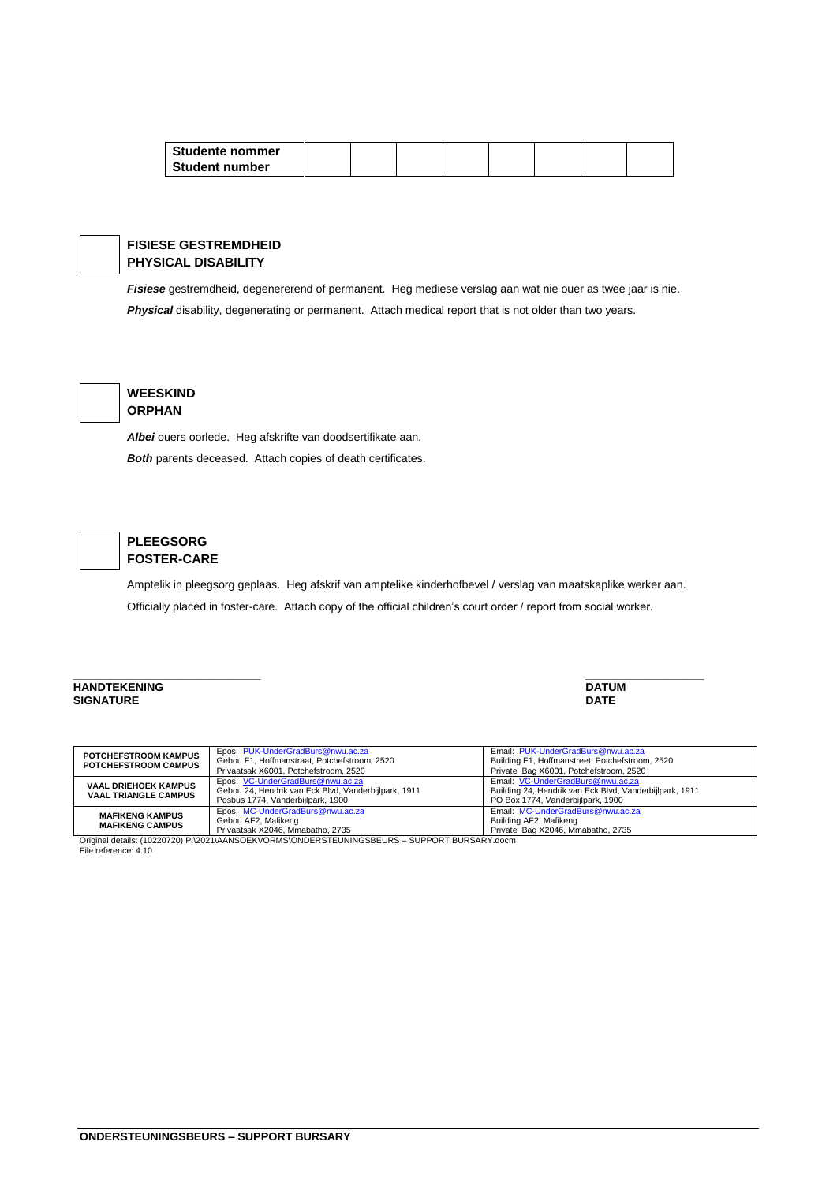| Studente nommer<br>Student number | | | | | | | | |
|---|---|---|---|---|---|---|---|---|

☐ **FISIESE GESTREMDHEID**
**PHYSICAL DISABILITY**

***Fisiese*** gestremdheid, degenererend of permanent. Heg mediese verslag aan wat nie ouer as twee jaar is nie.

***Physical*** disability, degenerating or permanent. Attach medical report that is not older than two years.

☐ **WEESKIND**
**ORPHAN**

***Albei*** ouers oorlede. Heg afskrifte van doodsertifikate aan.

***Both*** parents deceased. Attach copies of death certificates.

☐ **PLEEGSORG**
**FOSTER-CARE**

Amptelik in pleegsorg geplaas. Heg afskrif van amptelike kinderhofbevel / verslag van maatskaplike werker aan.

Officially placed in foster-care. Attach copy of the official children's court order / report from social worker.

\_\_\_\_\_\_\_\_\_\_\_\_\_\_\_\_\_\_\_\_\_\_\_\_\_\_\_\_ &nbsp;&nbsp;&nbsp;&nbsp;&nbsp;&nbsp;&nbsp;&nbsp;&nbsp;&nbsp;&nbsp;&nbsp;&nbsp;&nbsp;&nbsp;&nbsp; \_\_\_\_\_\_\_\_\_\_\_\_\_\_\_\_

**HANDTEKENING**
**SIGNATURE**

**DATUM**
**DATE**

| | | |
|---|---|---|
| **POTCHEFSTROOM KAMPUS**<br>**POTCHEFSTROOM CAMPUS** | Epos: PUK-UnderGradBurs@nwu.ac.za<br>Gebou F1, Hoffmanstraat, Potchefstroom, 2520<br>Privaatsak X6001, Potchefstroom, 2520 | Email: PUK-UnderGradBurs@nwu.ac.za<br>Building F1, Hoffmanstreet, Potchefstroom, 2520<br>Private Bag X6001, Potchefstroom, 2520 |
| **VAAL DRIEHOEK KAMPUS**<br>**VAAL TRIANGLE CAMPUS** | Epos: VC-UnderGradBurs@nwu.ac.za<br>Gebou 24, Hendrik van Eck Blvd, Vanderbijlpark, 1911<br>Posbus 1774, Vanderbijlpark, 1900 | Email: VC-UnderGradBurs@nwu.ac.za<br>Building 24, Hendrik van Eck Blvd, Vanderbijlpark, 1911<br>PO Box 1774, Vanderbijlpark, 1900 |
| **MAFIKENG KAMPUS**<br>**MAFIKENG CAMPUS** | Epos: MC-UnderGradBurs@nwu.ac.za<br>Gebou AF2, Mafikeng<br>Privaatsak X2046, Mmabatho, 2735 | Email: MC-UnderGradBurs@nwu.ac.za<br>Building AF2, Mafikeng<br>Private Bag X2046, Mmabatho, 2735 |

Original details: (10220720) P:\2021\AANSOEKVORMS\ONDERSTEUNINGSBEURS – SUPPORT BURSARY.docm
File reference: 4.10

**ONDERSTEUNINGSBEURS – SUPPORT BURSARY**